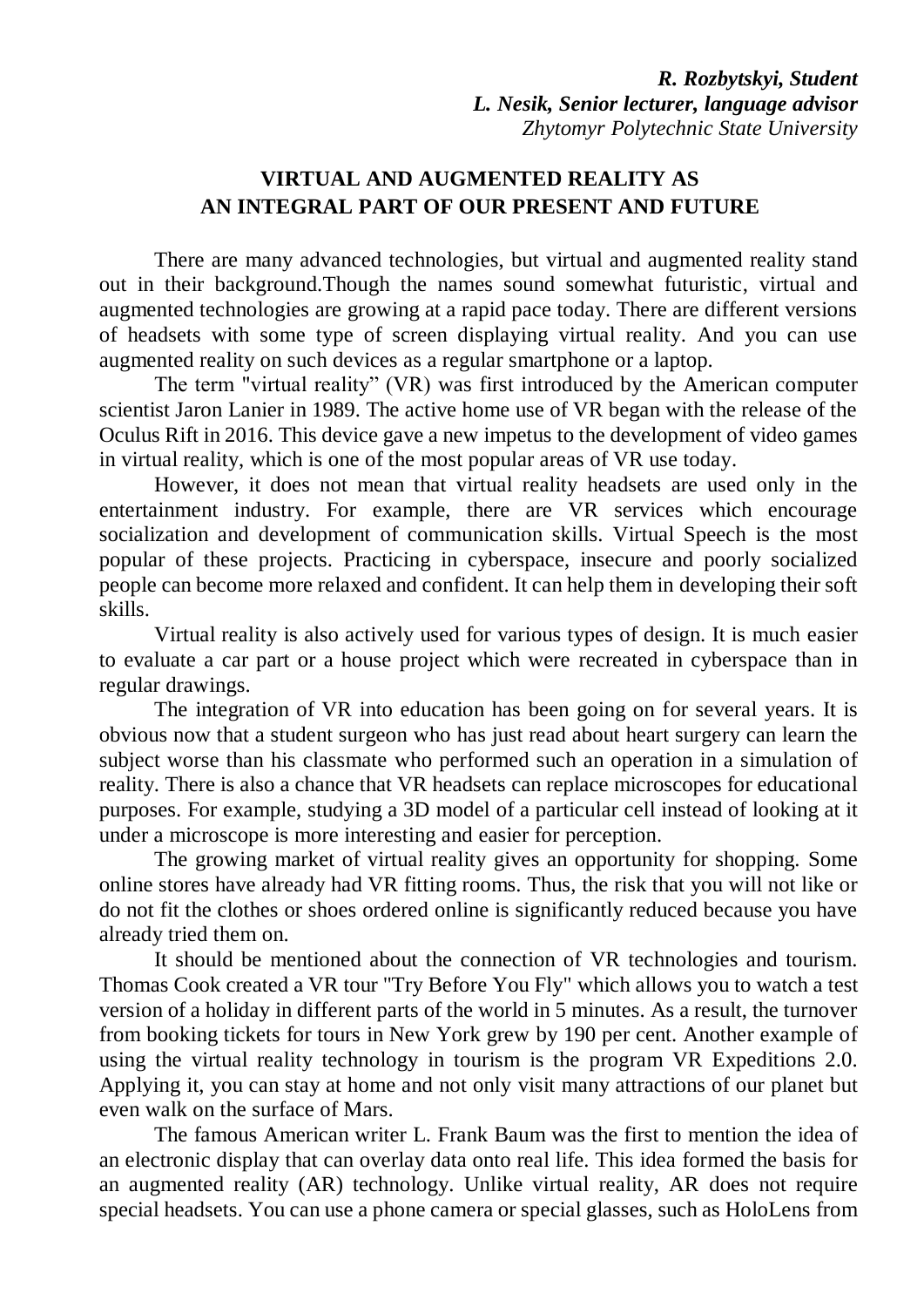***R. Rozbytskyi, Student***
***L. Nesik, Senior lecturer, language advisor***
*Zhytomyr Polytechnic State University*

# VIRTUAL AND AUGMENTED REALITY AS AN INTEGRAL PART OF OUR PRESENT AND FUTURE

There are many advanced technologies, but virtual and augmented reality stand out in their background.Though the names sound somewhat futuristic, virtual and augmented technologies are growing at a rapid pace today. There are different versions of headsets with some type of screen displaying virtual reality. And you can use augmented reality on such devices as a regular smartphone or a laptop.

The term "virtual reality" (VR) was first introduced by the American computer scientist Jaron Lanier in 1989. The active home use of VR began with the release of the Oculus Rift in 2016. This device gave a new impetus to the development of video games in virtual reality, which is one of the most popular areas of VR use today.

However, it does not mean that virtual reality headsets are used only in the entertainment industry. For example, there are VR services which encourage socialization and development of communication skills. Virtual Speech is the most popular of these projects. Practicing in cyberspace, insecure and poorly socialized people can become more relaxed and confident. It can help them in developing their soft skills.

Virtual reality is also actively used for various types of design. It is much easier to evaluate a car part or a house project which were recreated in cyberspace than in regular drawings.

The integration of VR into education has been going on for several years. It is obvious now that a student surgeon who has just read about heart surgery can learn the subject worse than his classmate who performed such an operation in a simulation of reality. There is also a chance that VR headsets can replace microscopes for educational purposes. For example, studying a 3D model of a particular cell instead of looking at it under a microscope is more interesting and easier for perception.

The growing market of virtual reality gives an opportunity for shopping. Some online stores have already had VR fitting rooms. Thus, the risk that you will not like or do not fit the clothes or shoes ordered online is significantly reduced because you have already tried them on.

It should be mentioned about the connection of VR technologies and tourism. Thomas Cook created a VR tour "Try Before You Fly" which allows you to watch a test version of a holiday in different parts of the world in 5 minutes. As a result, the turnover from booking tickets for tours in New York grew by 190 per cent. Another example of using the virtual reality technology in tourism is the program VR Expeditions 2.0. Applying it, you can stay at home and not only visit many attractions of our planet but even walk on the surface of Mars.

The famous American writer L. Frank Baum was the first to mention the idea of an electronic display that can overlay data onto real life. This idea formed the basis for an augmented reality (AR) technology. Unlike virtual reality, AR does not require special headsets. You can use a phone camera or special glasses, such as HoloLens from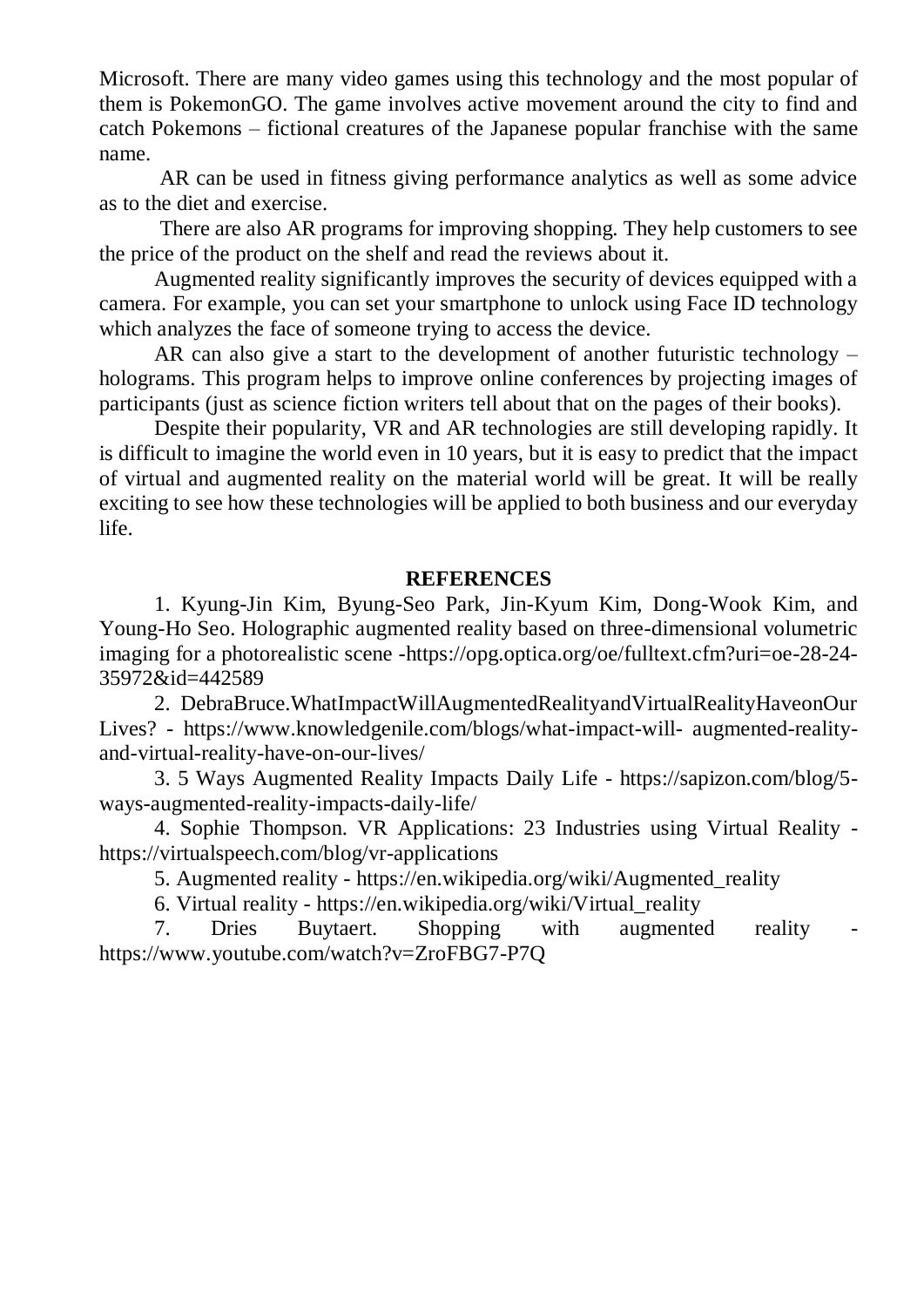Microsoft. There are many video games using this technology and the most popular of them is PokemonGO. The game involves active movement around the city to find and catch Pokemons – fictional creatures of the Japanese popular franchise with the same name.

AR can be used in fitness giving performance analytics as well as some advice as to the diet and exercise.

There are also AR programs for improving shopping. They help customers to see the price of the product on the shelf and read the reviews about it.

Augmented reality significantly improves the security of devices equipped with a camera. For example, you can set your smartphone to unlock using Face ID technology which analyzes the face of someone trying to access the device.

AR can also give a start to the development of another futuristic technology – holograms. This program helps to improve online conferences by projecting images of participants (just as science fiction writers tell about that on the pages of their books).

Despite their popularity, VR and AR technologies are still developing rapidly. It is difficult to imagine the world even in 10 years, but it is easy to predict that the impact of virtual and augmented reality on the material world will be great. It will be really exciting to see how these technologies will be applied to both business and our everyday life.

## REFERENCES

1. Kyung-Jin Kim, Byung-Seo Park, Jin-Kyum Kim, Dong-Wook Kim, and Young-Ho Seo. Holographic augmented reality based on three-dimensional volumetric imaging for a photorealistic scene -https://opg.optica.org/oe/fulltext.cfm?uri=oe-28-24-35972&id=442589
2. DebraBruce.WhatImpactWillAugmentedRealityandVirtualRealityHaveonOur Lives? - https://www.knowledgenile.com/blogs/what-impact-will- augmented-reality-and-virtual-reality-have-on-our-lives/
3. 5 Ways Augmented Reality Impacts Daily Life - https://sapizon.com/blog/5-ways-augmented-reality-impacts-daily-life/
4. Sophie Thompson. VR Applications: 23 Industries using Virtual Reality - https://virtualspeech.com/blog/vr-applications
5. Augmented reality - https://en.wikipedia.org/wiki/Augmented_reality
6. Virtual reality - https://en.wikipedia.org/wiki/Virtual_reality
7. Dries Buytaert. Shopping with augmented reality - https://www.youtube.com/watch?v=ZroFBG7-P7Q